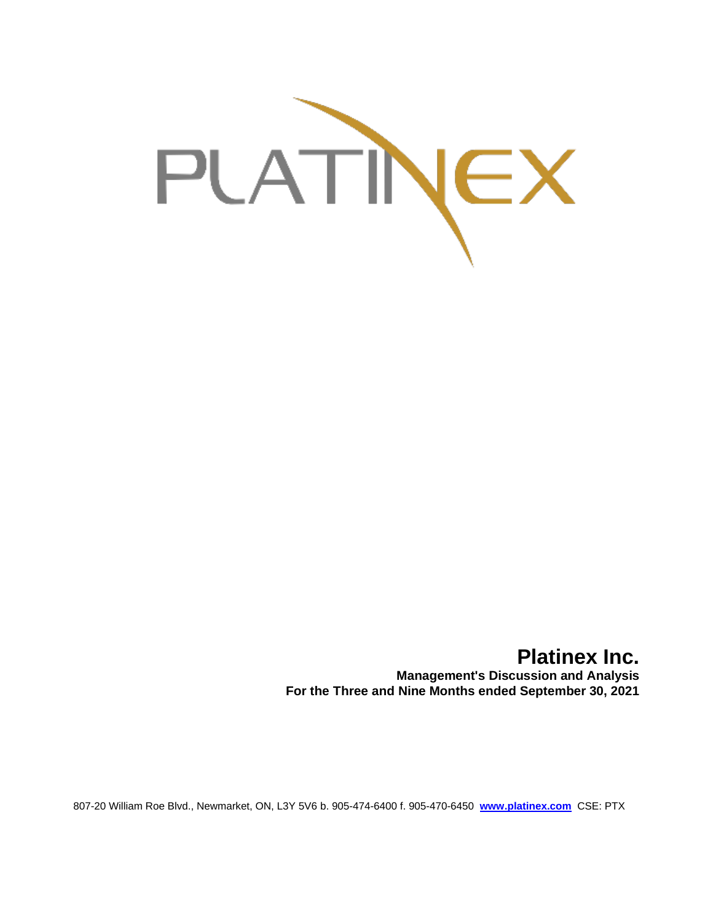PLATINEX

# Platinex Inc.

**Management's Discussion and Analysis**
**For the Three and Nine Months ended September 30, 2021**

807-20 William Roe Blvd., Newmarket, ON, L3Y 5V6 b. 905-474-6400 f. 905-470-6450 **www.platinex.com** CSE: PTX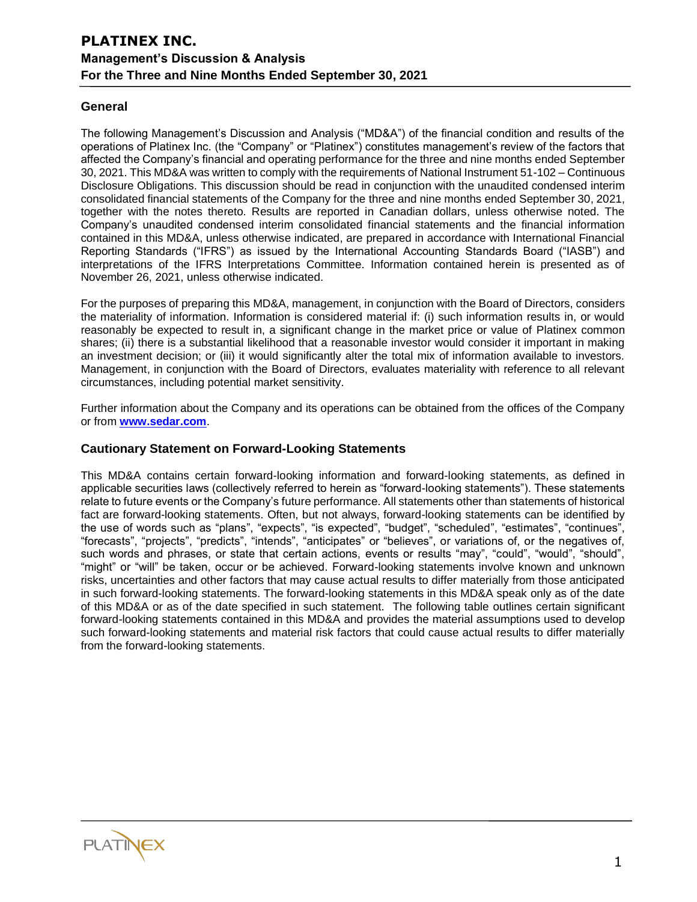## General

The following Management's Discussion and Analysis ("MD&A") of the financial condition and results of the operations of Platinex Inc. (the "Company" or "Platinex") constitutes management's review of the factors that affected the Company's financial and operating performance for the three and nine months ended September 30, 2021. This MD&A was written to comply with the requirements of National Instrument 51-102 – Continuous Disclosure Obligations. This discussion should be read in conjunction with the unaudited condensed interim consolidated financial statements of the Company for the three and nine months ended September 30, 2021, together with the notes thereto. Results are reported in Canadian dollars, unless otherwise noted. The Company's unaudited condensed interim consolidated financial statements and the financial information contained in this MD&A, unless otherwise indicated, are prepared in accordance with International Financial Reporting Standards ("IFRS") as issued by the International Accounting Standards Board ("IASB") and interpretations of the IFRS Interpretations Committee. Information contained herein is presented as of November 26, 2021, unless otherwise indicated.

For the purposes of preparing this MD&A, management, in conjunction with the Board of Directors, considers the materiality of information. Information is considered material if: (i) such information results in, or would reasonably be expected to result in, a significant change in the market price or value of Platinex common shares; (ii) there is a substantial likelihood that a reasonable investor would consider it important in making an investment decision; or (iii) it would significantly alter the total mix of information available to investors. Management, in conjunction with the Board of Directors, evaluates materiality with reference to all relevant circumstances, including potential market sensitivity.

Further information about the Company and its operations can be obtained from the offices of the Company or from **www.sedar.com**.

## Cautionary Statement on Forward-Looking Statements

This MD&A contains certain forward-looking information and forward-looking statements, as defined in applicable securities laws (collectively referred to herein as "forward-looking statements"). These statements relate to future events or the Company's future performance. All statements other than statements of historical fact are forward-looking statements. Often, but not always, forward-looking statements can be identified by the use of words such as "plans", "expects", "is expected", "budget", "scheduled", "estimates", "continues", "forecasts", "projects", "predicts", "intends", "anticipates" or "believes", or variations of, or the negatives of, such words and phrases, or state that certain actions, events or results "may", "could", "would", "should", "might" or "will" be taken, occur or be achieved. Forward-looking statements involve known and unknown risks, uncertainties and other factors that may cause actual results to differ materially from those anticipated in such forward-looking statements. The forward-looking statements in this MD&A speak only as of the date of this MD&A or as of the date specified in such statement. The following table outlines certain significant forward-looking statements contained in this MD&A and provides the material assumptions used to develop such forward-looking statements and material risk factors that could cause actual results to differ materially from the forward-looking statements.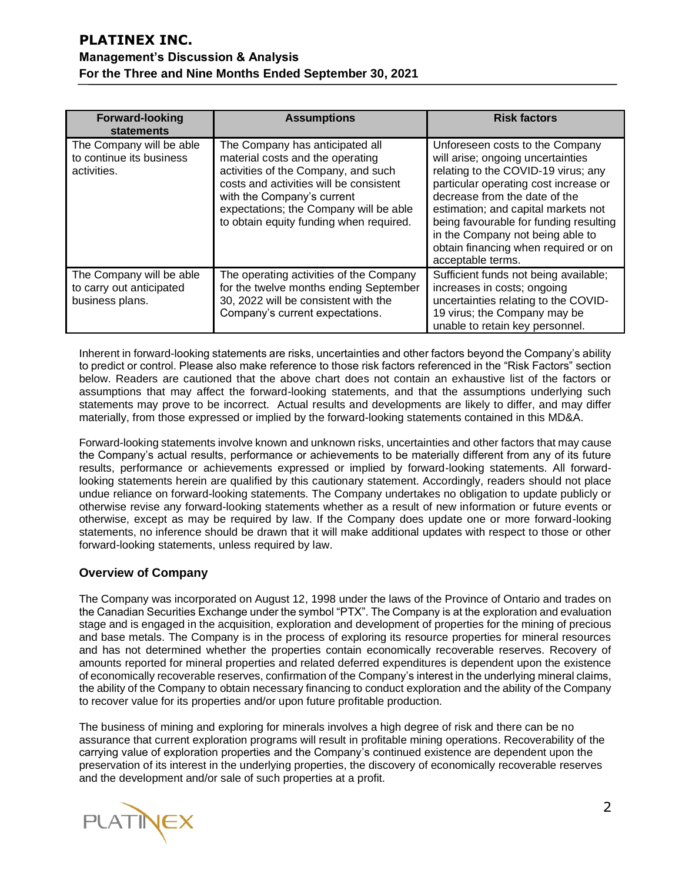| Forward-looking statements | Assumptions | Risk factors |
| --- | --- | --- |
| The Company will be able to continue its business activities. | The Company has anticipated all material costs and the operating activities of the Company, and such costs and activities will be consistent with the Company's current expectations; the Company will be able to obtain equity funding when required. | Unforeseen costs to the Company will arise; ongoing uncertainties relating to the COVID-19 virus; any particular operating cost increase or decrease from the date of the estimation; and capital markets not being favourable for funding resulting in the Company not being able to obtain financing when required or on acceptable terms. |
| The Company will be able to carry out anticipated business plans. | The operating activities of the Company for the twelve months ending September 30, 2022 will be consistent with the Company's current expectations. | Sufficient funds not being available; increases in costs; ongoing uncertainties relating to the COVID-19 virus; the Company may be unable to retain key personnel. |

Inherent in forward-looking statements are risks, uncertainties and other factors beyond the Company's ability to predict or control. Please also make reference to those risk factors referenced in the "Risk Factors" section below. Readers are cautioned that the above chart does not contain an exhaustive list of the factors or assumptions that may affect the forward-looking statements, and that the assumptions underlying such statements may prove to be incorrect. Actual results and developments are likely to differ, and may differ materially, from those expressed or implied by the forward-looking statements contained in this MD&A.

Forward-looking statements involve known and unknown risks, uncertainties and other factors that may cause the Company's actual results, performance or achievements to be materially different from any of its future results, performance or achievements expressed or implied by forward-looking statements. All forward-looking statements herein are qualified by this cautionary statement. Accordingly, readers should not place undue reliance on forward-looking statements. The Company undertakes no obligation to update publicly or otherwise revise any forward-looking statements whether as a result of new information or future events or otherwise, except as may be required by law. If the Company does update one or more forward-looking statements, no inference should be drawn that it will make additional updates with respect to those or other forward-looking statements, unless required by law.

## Overview of Company

The Company was incorporated on August 12, 1998 under the laws of the Province of Ontario and trades on the Canadian Securities Exchange under the symbol "PTX". The Company is at the exploration and evaluation stage and is engaged in the acquisition, exploration and development of properties for the mining of precious and base metals. The Company is in the process of exploring its resource properties for mineral resources and has not determined whether the properties contain economically recoverable reserves. Recovery of amounts reported for mineral properties and related deferred expenditures is dependent upon the existence of economically recoverable reserves, confirmation of the Company's interest in the underlying mineral claims, the ability of the Company to obtain necessary financing to conduct exploration and the ability of the Company to recover value for its properties and/or upon future profitable production.

The business of mining and exploring for minerals involves a high degree of risk and there can be no assurance that current exploration programs will result in profitable mining operations. Recoverability of the carrying value of exploration properties and the Company's continued existence are dependent upon the preservation of its interest in the underlying properties, the discovery of economically recoverable reserves and the development and/or sale of such properties at a profit.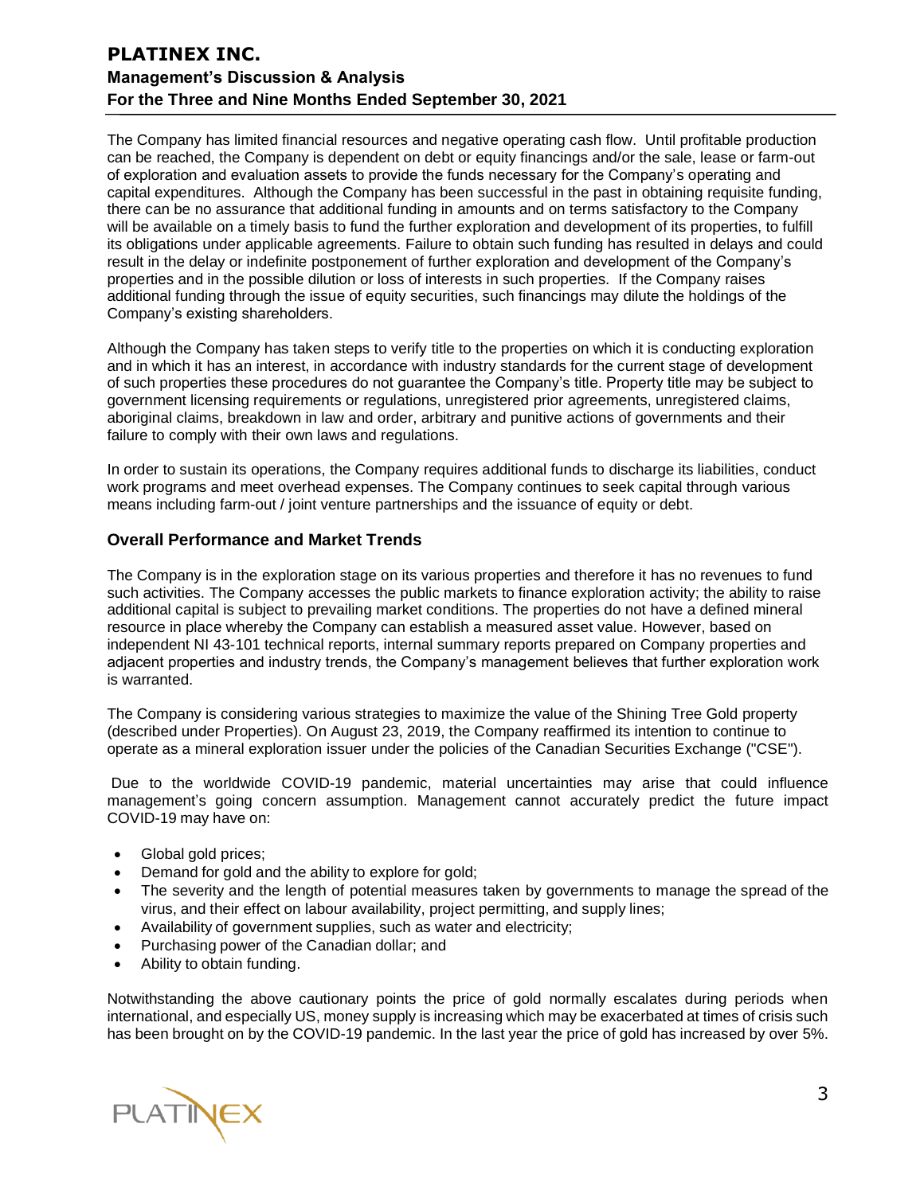The Company has limited financial resources and negative operating cash flow. Until profitable production can be reached, the Company is dependent on debt or equity financings and/or the sale, lease or farm-out of exploration and evaluation assets to provide the funds necessary for the Company's operating and capital expenditures. Although the Company has been successful in the past in obtaining requisite funding, there can be no assurance that additional funding in amounts and on terms satisfactory to the Company will be available on a timely basis to fund the further exploration and development of its properties, to fulfill its obligations under applicable agreements. Failure to obtain such funding has resulted in delays and could result in the delay or indefinite postponement of further exploration and development of the Company's properties and in the possible dilution or loss of interests in such properties. If the Company raises additional funding through the issue of equity securities, such financings may dilute the holdings of the Company's existing shareholders.

Although the Company has taken steps to verify title to the properties on which it is conducting exploration and in which it has an interest, in accordance with industry standards for the current stage of development of such properties these procedures do not guarantee the Company's title. Property title may be subject to government licensing requirements or regulations, unregistered prior agreements, unregistered claims, aboriginal claims, breakdown in law and order, arbitrary and punitive actions of governments and their failure to comply with their own laws and regulations.

In order to sustain its operations, the Company requires additional funds to discharge its liabilities, conduct work programs and meet overhead expenses. The Company continues to seek capital through various means including farm-out / joint venture partnerships and the issuance of equity or debt.

### Overall Performance and Market Trends

The Company is in the exploration stage on its various properties and therefore it has no revenues to fund such activities. The Company accesses the public markets to finance exploration activity; the ability to raise additional capital is subject to prevailing market conditions. The properties do not have a defined mineral resource in place whereby the Company can establish a measured asset value. However, based on independent NI 43-101 technical reports, internal summary reports prepared on Company properties and adjacent properties and industry trends, the Company's management believes that further exploration work is warranted.

The Company is considering various strategies to maximize the value of the Shining Tree Gold property (described under Properties). On August 23, 2019, the Company reaffirmed its intention to continue to operate as a mineral exploration issuer under the policies of the Canadian Securities Exchange ("CSE").

Due to the worldwide COVID-19 pandemic, material uncertainties may arise that could influence management's going concern assumption. Management cannot accurately predict the future impact COVID-19 may have on:

- Global gold prices;
- Demand for gold and the ability to explore for gold;
- The severity and the length of potential measures taken by governments to manage the spread of the virus, and their effect on labour availability, project permitting, and supply lines;
- Availability of government supplies, such as water and electricity;
- Purchasing power of the Canadian dollar; and
- Ability to obtain funding.

Notwithstanding the above cautionary points the price of gold normally escalates during periods when international, and especially US, money supply is increasing which may be exacerbated at times of crisis such has been brought on by the COVID-19 pandemic. In the last year the price of gold has increased by over 5%.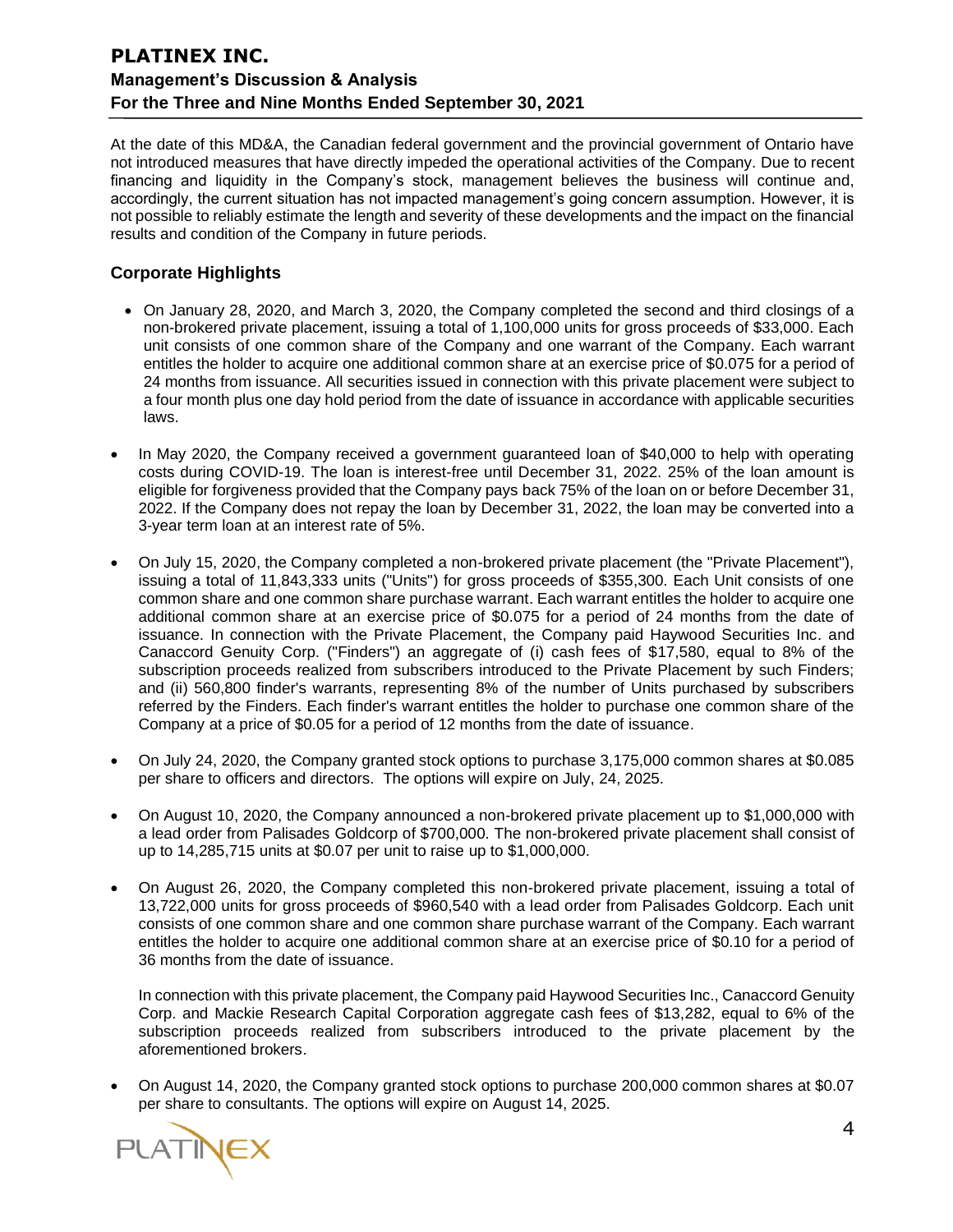At the date of this MD&A, the Canadian federal government and the provincial government of Ontario have not introduced measures that have directly impeded the operational activities of the Company. Due to recent financing and liquidity in the Company's stock, management believes the business will continue and, accordingly, the current situation has not impacted management's going concern assumption. However, it is not possible to reliably estimate the length and severity of these developments and the impact on the financial results and condition of the Company in future periods.

## Corporate Highlights

- On January 28, 2020, and March 3, 2020, the Company completed the second and third closings of a non-brokered private placement, issuing a total of 1,100,000 units for gross proceeds of $33,000. Each unit consists of one common share of the Company and one warrant of the Company. Each warrant entitles the holder to acquire one additional common share at an exercise price of $0.075 for a period of 24 months from issuance. All securities issued in connection with this private placement were subject to a four month plus one day hold period from the date of issuance in accordance with applicable securities laws.

- In May 2020, the Company received a government guaranteed loan of $40,000 to help with operating costs during COVID-19. The loan is interest-free until December 31, 2022. 25% of the loan amount is eligible for forgiveness provided that the Company pays back 75% of the loan on or before December 31, 2022. If the Company does not repay the loan by December 31, 2022, the loan may be converted into a 3-year term loan at an interest rate of 5%.

- On July 15, 2020, the Company completed a non-brokered private placement (the "Private Placement"), issuing a total of 11,843,333 units ("Units") for gross proceeds of $355,300. Each Unit consists of one common share and one common share purchase warrant. Each warrant entitles the holder to acquire one additional common share at an exercise price of $0.075 for a period of 24 months from the date of issuance. In connection with the Private Placement, the Company paid Haywood Securities Inc. and Canaccord Genuity Corp. ("Finders") an aggregate of (i) cash fees of $17,580, equal to 8% of the subscription proceeds realized from subscribers introduced to the Private Placement by such Finders; and (ii) 560,800 finder's warrants, representing 8% of the number of Units purchased by subscribers referred by the Finders. Each finder's warrant entitles the holder to purchase one common share of the Company at a price of $0.05 for a period of 12 months from the date of issuance.

- On July 24, 2020, the Company granted stock options to purchase 3,175,000 common shares at $0.085 per share to officers and directors. The options will expire on July, 24, 2025.

- On August 10, 2020, the Company announced a non-brokered private placement up to $1,000,000 with a lead order from Palisades Goldcorp of $700,000. The non-brokered private placement shall consist of up to 14,285,715 units at $0.07 per unit to raise up to $1,000,000.

- On August 26, 2020, the Company completed this non-brokered private placement, issuing a total of 13,722,000 units for gross proceeds of $960,540 with a lead order from Palisades Goldcorp. Each unit consists of one common share and one common share purchase warrant of the Company. Each warrant entitles the holder to acquire one additional common share at an exercise price of $0.10 for a period of 36 months from the date of issuance.

  In connection with this private placement, the Company paid Haywood Securities Inc., Canaccord Genuity Corp. and Mackie Research Capital Corporation aggregate cash fees of $13,282, equal to 6% of the subscription proceeds realized from subscribers introduced to the private placement by the aforementioned brokers.

- On August 14, 2020, the Company granted stock options to purchase 200,000 common shares at $0.07 per share to consultants. The options will expire on August 14, 2025.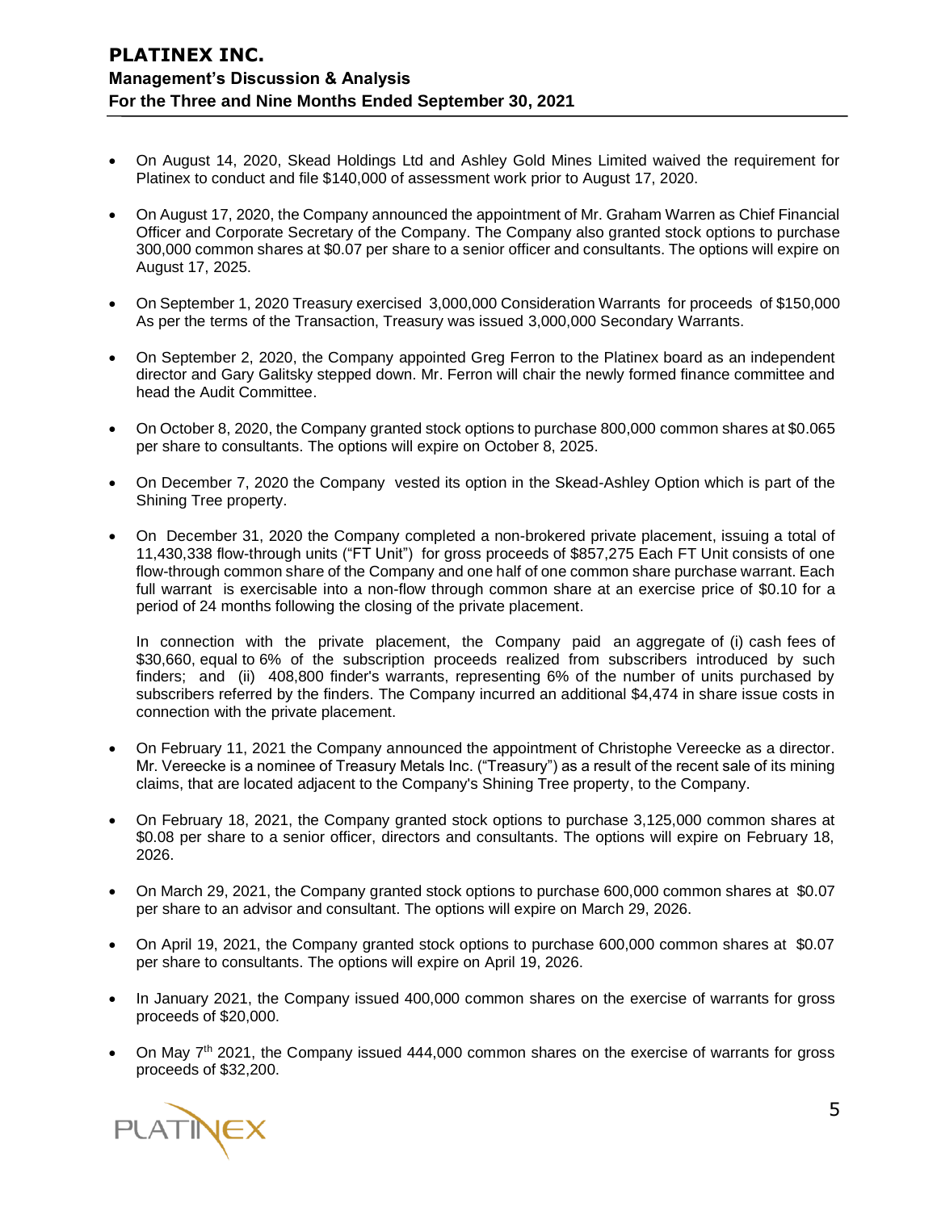- On August 14, 2020, Skead Holdings Ltd and Ashley Gold Mines Limited waived the requirement for Platinex to conduct and file $140,000 of assessment work prior to August 17, 2020.

- On August 17, 2020, the Company announced the appointment of Mr. Graham Warren as Chief Financial Officer and Corporate Secretary of the Company. The Company also granted stock options to purchase 300,000 common shares at $0.07 per share to a senior officer and consultants. The options will expire on August 17, 2025.

- On September 1, 2020 Treasury exercised 3,000,000 Consideration Warrants for proceeds of $150,000 As per the terms of the Transaction, Treasury was issued 3,000,000 Secondary Warrants.

- On September 2, 2020, the Company appointed Greg Ferron to the Platinex board as an independent director and Gary Galitsky stepped down. Mr. Ferron will chair the newly formed finance committee and head the Audit Committee.

- On October 8, 2020, the Company granted stock options to purchase 800,000 common shares at $0.065 per share to consultants. The options will expire on October 8, 2025.

- On December 7, 2020 the Company vested its option in the Skead-Ashley Option which is part of the Shining Tree property.

- On December 31, 2020 the Company completed a non-brokered private placement, issuing a total of 11,430,338 flow-through units ("FT Unit") for gross proceeds of $857,275 Each FT Unit consists of one flow-through common share of the Company and one half of one common share purchase warrant. Each full warrant is exercisable into a non-flow through common share at an exercise price of $0.10 for a period of 24 months following the closing of the private placement.

  In connection with the private placement, the Company paid an aggregate of (i) cash fees of $30,660, equal to 6% of the subscription proceeds realized from subscribers introduced by such finders; and (ii) 408,800 finder's warrants, representing 6% of the number of units purchased by subscribers referred by the finders. The Company incurred an additional $4,474 in share issue costs in connection with the private placement.

- On February 11, 2021 the Company announced the appointment of Christophe Vereecke as a director. Mr. Vereecke is a nominee of Treasury Metals Inc. ("Treasury") as a result of the recent sale of its mining claims, that are located adjacent to the Company's Shining Tree property, to the Company.

- On February 18, 2021, the Company granted stock options to purchase 3,125,000 common shares at $0.08 per share to a senior officer, directors and consultants. The options will expire on February 18, 2026.

- On March 29, 2021, the Company granted stock options to purchase 600,000 common shares at $0.07 per share to an advisor and consultant. The options will expire on March 29, 2026.

- On April 19, 2021, the Company granted stock options to purchase 600,000 common shares at $0.07 per share to consultants. The options will expire on April 19, 2026.

- In January 2021, the Company issued 400,000 common shares on the exercise of warrants for gross proceeds of $20,000.

- On May 7th 2021, the Company issued 444,000 common shares on the exercise of warrants for gross proceeds of $32,200.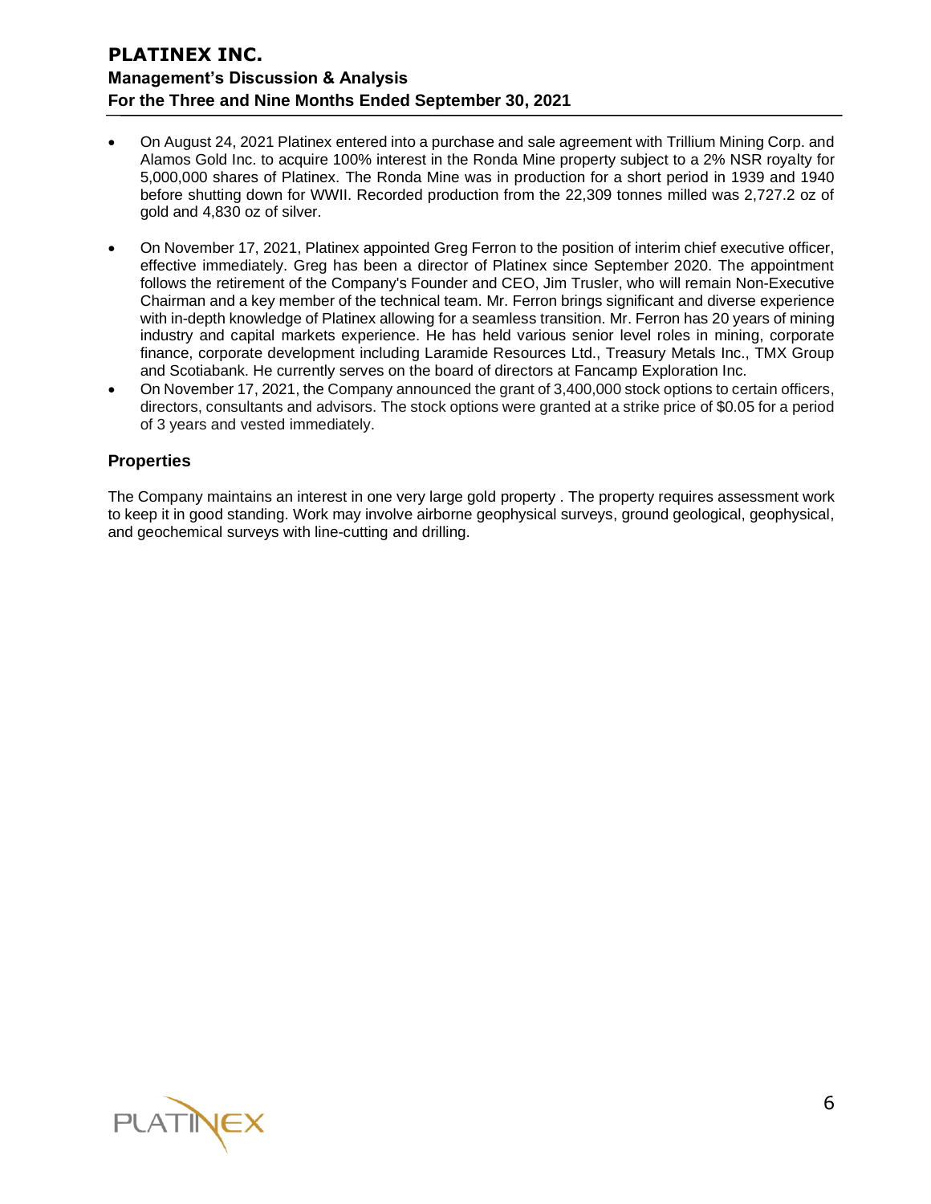- On August 24, 2021 Platinex entered into a purchase and sale agreement with Trillium Mining Corp. and Alamos Gold Inc. to acquire 100% interest in the Ronda Mine property subject to a 2% NSR royalty for 5,000,000 shares of Platinex. The Ronda Mine was in production for a short period in 1939 and 1940 before shutting down for WWII. Recorded production from the 22,309 tonnes milled was 2,727.2 oz of gold and 4,830 oz of silver.
- On November 17, 2021, Platinex appointed Greg Ferron to the position of interim chief executive officer, effective immediately. Greg has been a director of Platinex since September 2020. The appointment follows the retirement of the Company's Founder and CEO, Jim Trusler, who will remain Non-Executive Chairman and a key member of the technical team. Mr. Ferron brings significant and diverse experience with in-depth knowledge of Platinex allowing for a seamless transition. Mr. Ferron has 20 years of mining industry and capital markets experience. He has held various senior level roles in mining, corporate finance, corporate development including Laramide Resources Ltd., Treasury Metals Inc., TMX Group and Scotiabank. He currently serves on the board of directors at Fancamp Exploration Inc.
- On November 17, 2021, the Company announced the grant of 3,400,000 stock options to certain officers, directors, consultants and advisors. The stock options were granted at a strike price of $0.05 for a period of 3 years and vested immediately.

## Properties

The Company maintains an interest in one very large gold property . The property requires assessment work to keep it in good standing. Work may involve airborne geophysical surveys, ground geological, geophysical, and geochemical surveys with line-cutting and drilling.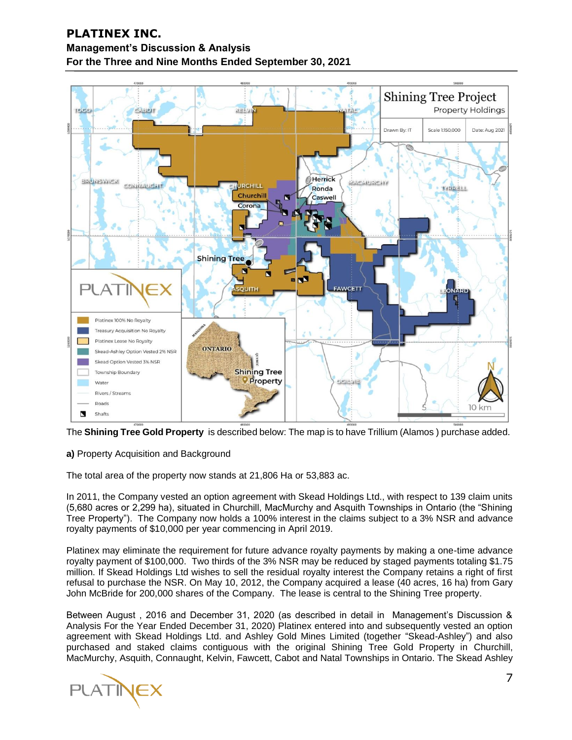The **Shining Tree Gold Property** is described below: The map is to have Trillium (Alamos ) purchase added.

**a)** Property Acquisition and Background

The total area of the property now stands at 21,806 Ha or 53,883 ac.

In 2011, the Company vested an option agreement with Skead Holdings Ltd., with respect to 139 claim units (5,680 acres or 2,299 ha), situated in Churchill, MacMurchy and Asquith Townships in Ontario (the "Shining Tree Property"). The Company now holds a 100% interest in the claims subject to a 3% NSR and advance royalty payments of $10,000 per year commencing in April 2019.

Platinex may eliminate the requirement for future advance royalty payments by making a one-time advance royalty payment of $100,000. Two thirds of the 3% NSR may be reduced by staged payments totaling $1.75 million. If Skead Holdings Ltd wishes to sell the residual royalty interest the Company retains a right of first refusal to purchase the NSR. On May 10, 2012, the Company acquired a lease (40 acres, 16 ha) from Gary John McBride for 200,000 shares of the Company. The lease is central to the Shining Tree property.

Between August , 2016 and December 31, 2020 (as described in detail in Management's Discussion & Analysis For the Year Ended December 31, 2020) Platinex entered into and subsequently vested an option agreement with Skead Holdings Ltd. and Ashley Gold Mines Limited (together "Skead-Ashley") and also purchased and staked claims contiguous with the original Shining Tree Gold Property in Churchill, MacMurchy, Asquith, Connaught, Kelvin, Fawcett, Cabot and Natal Townships in Ontario. The Skead Ashley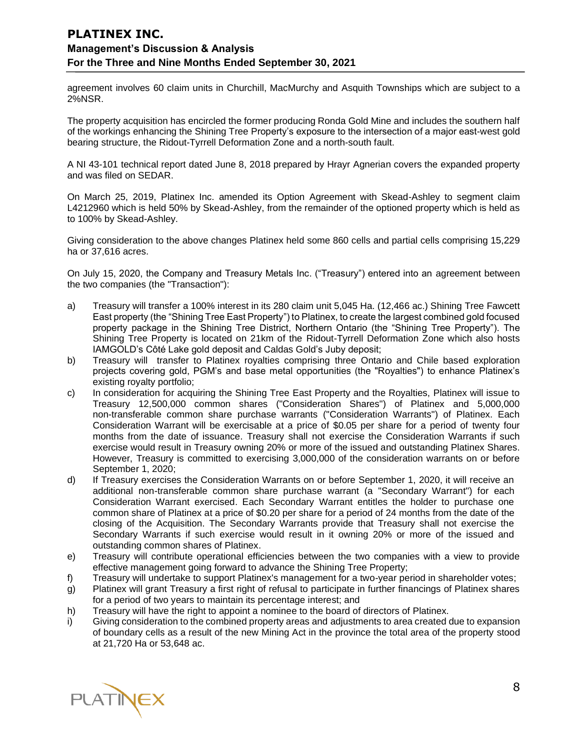agreement involves 60 claim units in Churchill, MacMurchy and Asquith Townships which are subject to a 2%NSR.

The property acquisition has encircled the former producing Ronda Gold Mine and includes the southern half of the workings enhancing the Shining Tree Property's exposure to the intersection of a major east-west gold bearing structure, the Ridout-Tyrrell Deformation Zone and a north-south fault.

A NI 43-101 technical report dated June 8, 2018 prepared by Hrayr Agnerian covers the expanded property and was filed on SEDAR.

On March 25, 2019, Platinex Inc. amended its Option Agreement with Skead-Ashley to segment claim L4212960 which is held 50% by Skead-Ashley, from the remainder of the optioned property which is held as to 100% by Skead-Ashley.

Giving consideration to the above changes Platinex held some 860 cells and partial cells comprising 15,229 ha or 37,616 acres.

On July 15, 2020, the Company and Treasury Metals Inc. ("Treasury") entered into an agreement between the two companies (the "Transaction"):

a) Treasury will transfer a 100% interest in its 280 claim unit 5,045 Ha. (12,466 ac.) Shining Tree Fawcett East property (the "Shining Tree East Property") to Platinex, to create the largest combined gold focused property package in the Shining Tree District, Northern Ontario (the "Shining Tree Property"). The Shining Tree Property is located on 21km of the Ridout-Tyrrell Deformation Zone which also hosts IAMGOLD's Côté Lake gold deposit and Caldas Gold's Juby deposit;
b) Treasury will transfer to Platinex royalties comprising three Ontario and Chile based exploration projects covering gold, PGM's and base metal opportunities (the "Royalties") to enhance Platinex's existing royalty portfolio;
c) In consideration for acquiring the Shining Tree East Property and the Royalties, Platinex will issue to Treasury 12,500,000 common shares ("Consideration Shares") of Platinex and 5,000,000 non-transferable common share purchase warrants ("Consideration Warrants") of Platinex. Each Consideration Warrant will be exercisable at a price of $0.05 per share for a period of twenty four months from the date of issuance. Treasury shall not exercise the Consideration Warrants if such exercise would result in Treasury owning 20% or more of the issued and outstanding Platinex Shares. However, Treasury is committed to exercising 3,000,000 of the consideration warrants on or before September 1, 2020;
d) If Treasury exercises the Consideration Warrants on or before September 1, 2020, it will receive an additional non-transferable common share purchase warrant (a "Secondary Warrant") for each Consideration Warrant exercised. Each Secondary Warrant entitles the holder to purchase one common share of Platinex at a price of $0.20 per share for a period of 24 months from the date of the closing of the Acquisition. The Secondary Warrants provide that Treasury shall not exercise the Secondary Warrants if such exercise would result in it owning 20% or more of the issued and outstanding common shares of Platinex.
e) Treasury will contribute operational efficiencies between the two companies with a view to provide effective management going forward to advance the Shining Tree Property;
f) Treasury will undertake to support Platinex's management for a two-year period in shareholder votes;
g) Platinex will grant Treasury a first right of refusal to participate in further financings of Platinex shares for a period of two years to maintain its percentage interest; and
h) Treasury will have the right to appoint a nominee to the board of directors of Platinex.
i) Giving consideration to the combined property areas and adjustments to area created due to expansion of boundary cells as a result of the new Mining Act in the province the total area of the property stood at 21,720 Ha or 53,648 ac.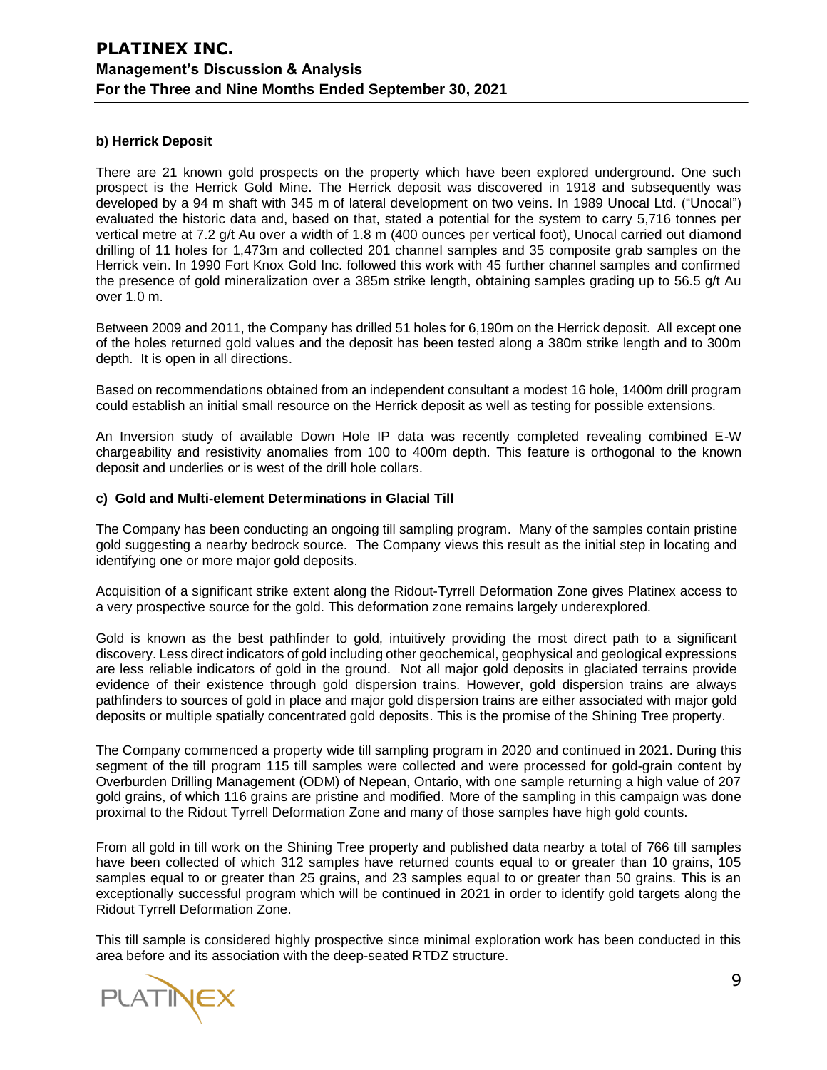**b) Herrick Deposit**

There are 21 known gold prospects on the property which have been explored underground. One such prospect is the Herrick Gold Mine. The Herrick deposit was discovered in 1918 and subsequently was developed by a 94 m shaft with 345 m of lateral development on two veins. In 1989 Unocal Ltd. ("Unocal") evaluated the historic data and, based on that, stated a potential for the system to carry 5,716 tonnes per vertical metre at 7.2 g/t Au over a width of 1.8 m (400 ounces per vertical foot), Unocal carried out diamond drilling of 11 holes for 1,473m and collected 201 channel samples and 35 composite grab samples on the Herrick vein. In 1990 Fort Knox Gold Inc. followed this work with 45 further channel samples and confirmed the presence of gold mineralization over a 385m strike length, obtaining samples grading up to 56.5 g/t Au over 1.0 m.

Between 2009 and 2011, the Company has drilled 51 holes for 6,190m on the Herrick deposit. All except one of the holes returned gold values and the deposit has been tested along a 380m strike length and to 300m depth. It is open in all directions.

Based on recommendations obtained from an independent consultant a modest 16 hole, 1400m drill program could establish an initial small resource on the Herrick deposit as well as testing for possible extensions.

An Inversion study of available Down Hole IP data was recently completed revealing combined E-W chargeability and resistivity anomalies from 100 to 400m depth. This feature is orthogonal to the known deposit and underlies or is west of the drill hole collars.

**c) Gold and Multi-element Determinations in Glacial Till**

The Company has been conducting an ongoing till sampling program. Many of the samples contain pristine gold suggesting a nearby bedrock source. The Company views this result as the initial step in locating and identifying one or more major gold deposits.

Acquisition of a significant strike extent along the Ridout-Tyrrell Deformation Zone gives Platinex access to a very prospective source for the gold. This deformation zone remains largely underexplored.

Gold is known as the best pathfinder to gold, intuitively providing the most direct path to a significant discovery. Less direct indicators of gold including other geochemical, geophysical and geological expressions are less reliable indicators of gold in the ground. Not all major gold deposits in glaciated terrains provide evidence of their existence through gold dispersion trains. However, gold dispersion trains are always pathfinders to sources of gold in place and major gold dispersion trains are either associated with major gold deposits or multiple spatially concentrated gold deposits. This is the promise of the Shining Tree property.

The Company commenced a property wide till sampling program in 2020 and continued in 2021. During this segment of the till program 115 till samples were collected and were processed for gold-grain content by Overburden Drilling Management (ODM) of Nepean, Ontario, with one sample returning a high value of 207 gold grains, of which 116 grains are pristine and modified. More of the sampling in this campaign was done proximal to the Ridout Tyrrell Deformation Zone and many of those samples have high gold counts.

From all gold in till work on the Shining Tree property and published data nearby a total of 766 till samples have been collected of which 312 samples have returned counts equal to or greater than 10 grains, 105 samples equal to or greater than 25 grains, and 23 samples equal to or greater than 50 grains. This is an exceptionally successful program which will be continued in 2021 in order to identify gold targets along the Ridout Tyrrell Deformation Zone.

This till sample is considered highly prospective since minimal exploration work has been conducted in this area before and its association with the deep-seated RTDZ structure.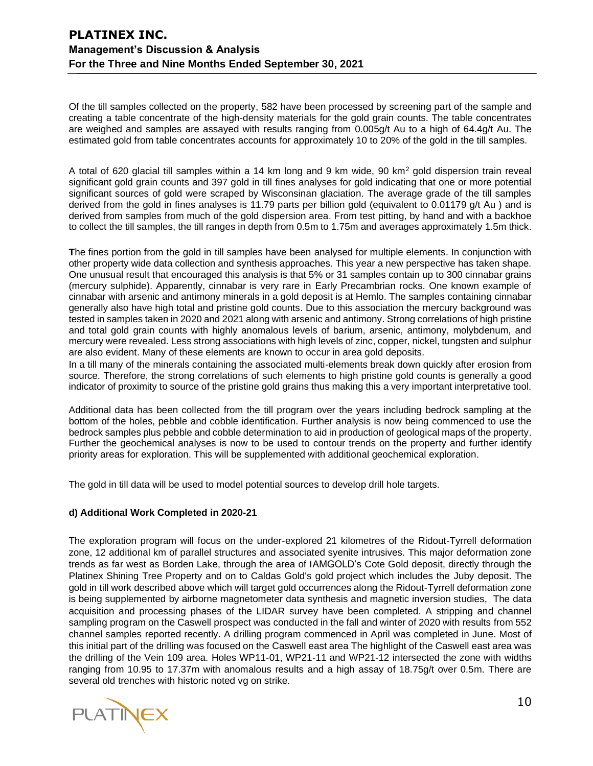Of the till samples collected on the property, 582 have been processed by screening part of the sample and creating a table concentrate of the high-density materials for the gold grain counts. The table concentrates are weighed and samples are assayed with results ranging from 0.005g/t Au to a high of 64.4g/t Au. The estimated gold from table concentrates accounts for approximately 10 to 20% of the gold in the till samples.

A total of 620 glacial till samples within a 14 km long and 9 km wide, 90 km$^2$ gold dispersion train reveal significant gold grain counts and 397 gold in till fines analyses for gold indicating that one or more potential significant sources of gold were scraped by Wisconsinan glaciation. The average grade of the till samples derived from the gold in fines analyses is 11.79 parts per billion gold (equivalent to 0.01179 g/t Au ) and is derived from samples from much of the gold dispersion area. From test pitting, by hand and with a backhoe to collect the till samples, the till ranges in depth from 0.5m to 1.75m and averages approximately 1.5m thick.

**T**he fines portion from the gold in till samples have been analysed for multiple elements. In conjunction with other property wide data collection and synthesis approaches. This year a new perspective has taken shape. One unusual result that encouraged this analysis is that 5% or 31 samples contain up to 300 cinnabar grains (mercury sulphide). Apparently, cinnabar is very rare in Early Precambrian rocks. One known example of cinnabar with arsenic and antimony minerals in a gold deposit is at Hemlo. The samples containing cinnabar generally also have high total and pristine gold counts. Due to this association the mercury background was tested in samples taken in 2020 and 2021 along with arsenic and antimony. Strong correlations of high pristine and total gold grain counts with highly anomalous levels of barium, arsenic, antimony, molybdenum, and mercury were revealed. Less strong associations with high levels of zinc, copper, nickel, tungsten and sulphur are also evident. Many of these elements are known to occur in area gold deposits.

In a till many of the minerals containing the associated multi-elements break down quickly after erosion from source. Therefore, the strong correlations of such elements to high pristine gold counts is generally a good indicator of proximity to source of the pristine gold grains thus making this a very important interpretative tool.

Additional data has been collected from the till program over the years including bedrock sampling at the bottom of the holes, pebble and cobble identification. Further analysis is now being commenced to use the bedrock samples plus pebble and cobble determination to aid in production of geological maps of the property. Further the geochemical analyses is now to be used to contour trends on the property and further identify priority areas for exploration. This will be supplemented with additional geochemical exploration.

The gold in till data will be used to model potential sources to develop drill hole targets.

**d) Additional Work Completed in 2020-21**

The exploration program will focus on the under-explored 21 kilometres of the Ridout-Tyrrell deformation zone, 12 additional km of parallel structures and associated syenite intrusives. This major deformation zone trends as far west as Borden Lake, through the area of IAMGOLD's Cote Gold deposit, directly through the Platinex Shining Tree Property and on to Caldas Gold's gold project which includes the Juby deposit. The gold in till work described above which will target gold occurrences along the Ridout-Tyrrell deformation zone is being supplemented by airborne magnetometer data synthesis and magnetic inversion studies, The data acquisition and processing phases of the LIDAR survey have been completed. A stripping and channel sampling program on the Caswell prospect was conducted in the fall and winter of 2020 with results from 552 channel samples reported recently. A drilling program commenced in April was completed in June. Most of this initial part of the drilling was focused on the Caswell east area The highlight of the Caswell east area was the drilling of the Vein 109 area. Holes WP11-01, WP21-11 and WP21-12 intersected the zone with widths ranging from 10.95 to 17.37m with anomalous results and a high assay of 18.75g/t over 0.5m. There are several old trenches with historic noted vg on strike.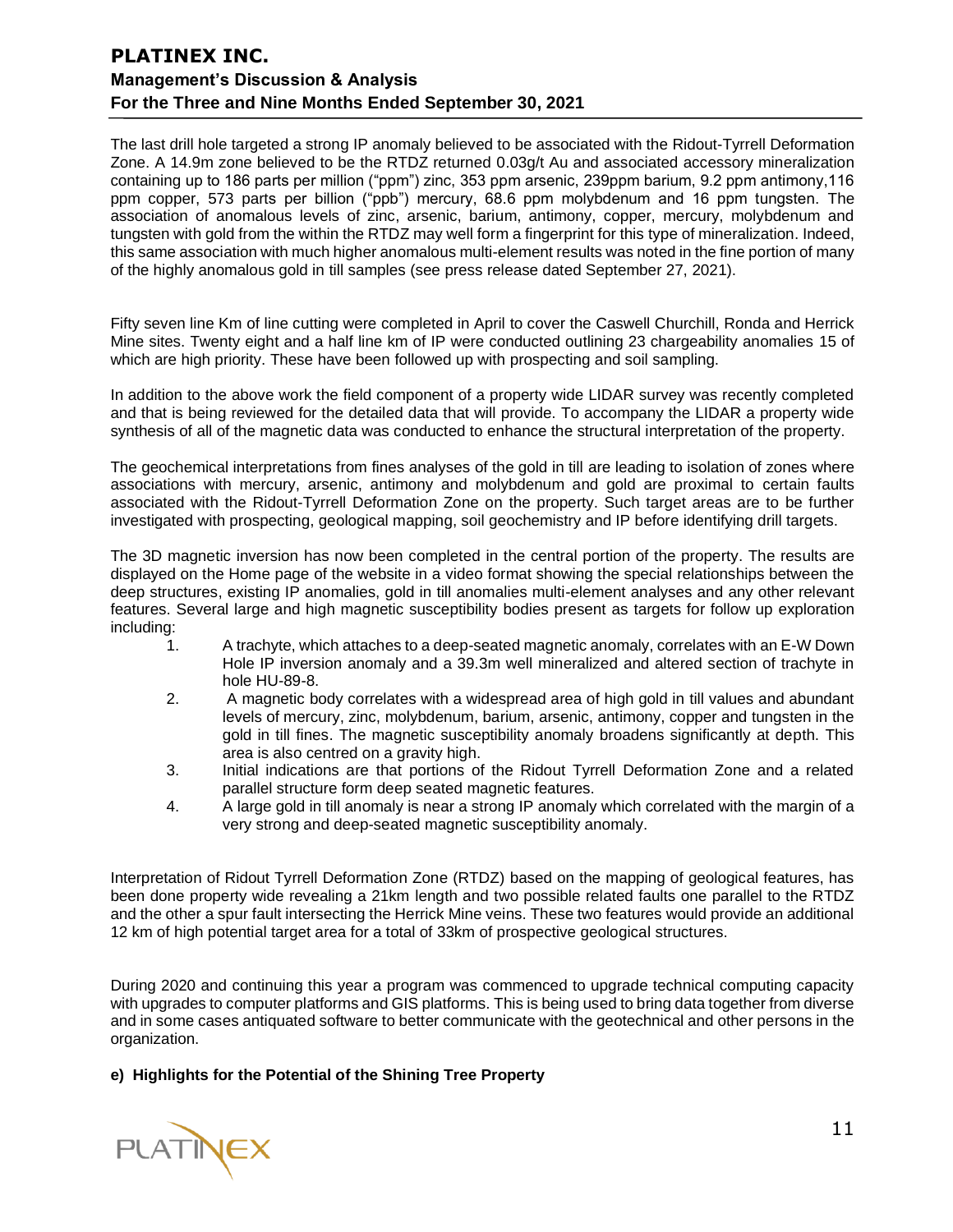The last drill hole targeted a strong IP anomaly believed to be associated with the Ridout-Tyrrell Deformation Zone. A 14.9m zone believed to be the RTDZ returned 0.03g/t Au and associated accessory mineralization containing up to 186 parts per million ("ppm") zinc, 353 ppm arsenic, 239ppm barium, 9.2 ppm antimony,116 ppm copper, 573 parts per billion ("ppb") mercury, 68.6 ppm molybdenum and 16 ppm tungsten. The association of anomalous levels of zinc, arsenic, barium, antimony, copper, mercury, molybdenum and tungsten with gold from the within the RTDZ may well form a fingerprint for this type of mineralization. Indeed, this same association with much higher anomalous multi-element results was noted in the fine portion of many of the highly anomalous gold in till samples (see press release dated September 27, 2021).

Fifty seven line Km of line cutting were completed in April to cover the Caswell Churchill, Ronda and Herrick Mine sites. Twenty eight and a half line km of IP were conducted outlining 23 chargeability anomalies 15 of which are high priority. These have been followed up with prospecting and soil sampling.

In addition to the above work the field component of a property wide LIDAR survey was recently completed and that is being reviewed for the detailed data that will provide. To accompany the LIDAR a property wide synthesis of all of the magnetic data was conducted to enhance the structural interpretation of the property.

The geochemical interpretations from fines analyses of the gold in till are leading to isolation of zones where associations with mercury, arsenic, antimony and molybdenum and gold are proximal to certain faults associated with the Ridout-Tyrrell Deformation Zone on the property. Such target areas are to be further investigated with prospecting, geological mapping, soil geochemistry and IP before identifying drill targets.

The 3D magnetic inversion has now been completed in the central portion of the property. The results are displayed on the Home page of the website in a video format showing the special relationships between the deep structures, existing IP anomalies, gold in till anomalies multi-element analyses and any other relevant features. Several large and high magnetic susceptibility bodies present as targets for follow up exploration including:

1. A trachyte, which attaches to a deep-seated magnetic anomaly, correlates with an E-W Down Hole IP inversion anomaly and a 39.3m well mineralized and altered section of trachyte in hole HU-89-8.
2. A magnetic body correlates with a widespread area of high gold in till values and abundant levels of mercury, zinc, molybdenum, barium, arsenic, antimony, copper and tungsten in the gold in till fines. The magnetic susceptibility anomaly broadens significantly at depth. This area is also centred on a gravity high.
3. Initial indications are that portions of the Ridout Tyrrell Deformation Zone and a related parallel structure form deep seated magnetic features.
4. A large gold in till anomaly is near a strong IP anomaly which correlated with the margin of a very strong and deep-seated magnetic susceptibility anomaly.

Interpretation of Ridout Tyrrell Deformation Zone (RTDZ) based on the mapping of geological features, has been done property wide revealing a 21km length and two possible related faults one parallel to the RTDZ and the other a spur fault intersecting the Herrick Mine veins. These two features would provide an additional 12 km of high potential target area for a total of 33km of prospective geological structures.

During 2020 and continuing this year a program was commenced to upgrade technical computing capacity with upgrades to computer platforms and GIS platforms. This is being used to bring data together from diverse and in some cases antiquated software to better communicate with the geotechnical and other persons in the organization.

**e) Highlights for the Potential of the Shining Tree Property**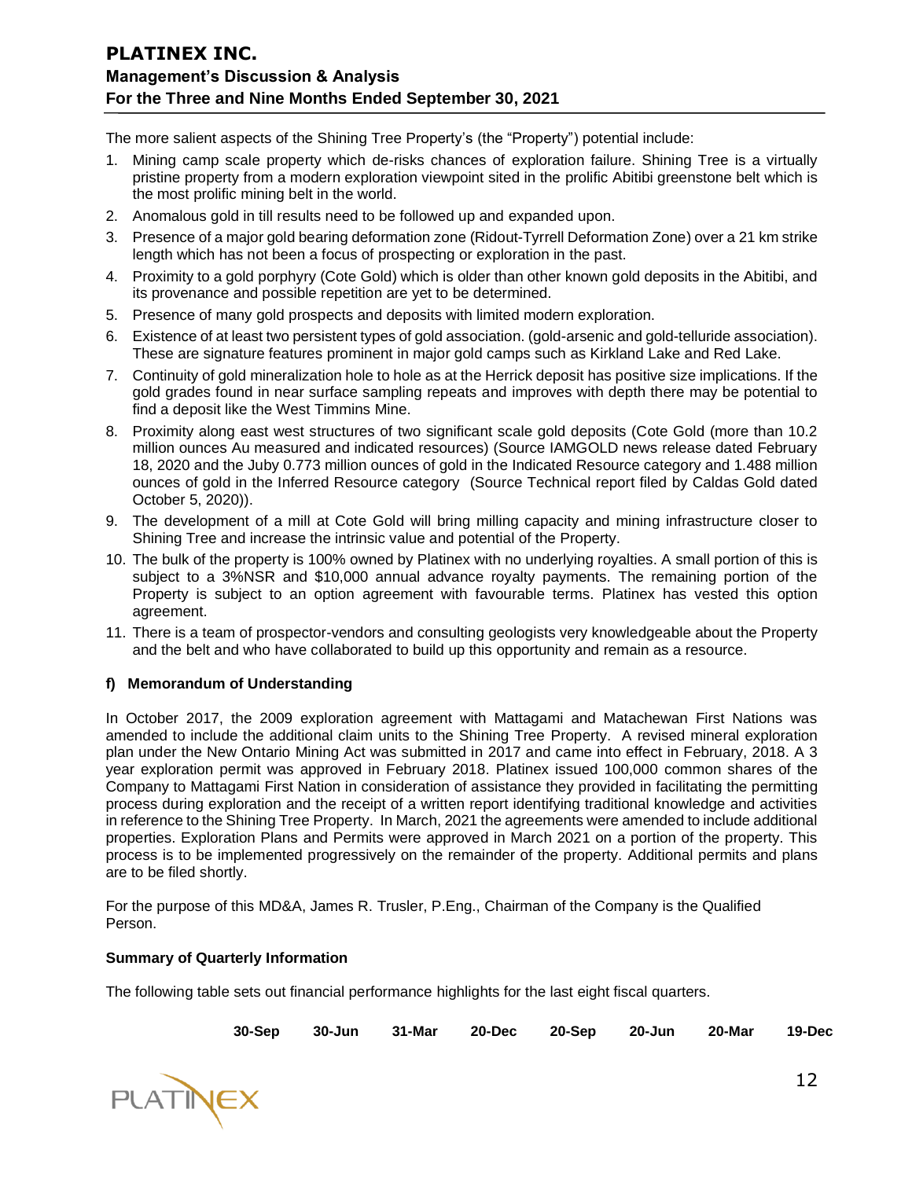The more salient aspects of the Shining Tree Property's (the "Property") potential include:

1. Mining camp scale property which de-risks chances of exploration failure. Shining Tree is a virtually pristine property from a modern exploration viewpoint sited in the prolific Abitibi greenstone belt which is the most prolific mining belt in the world.
2. Anomalous gold in till results need to be followed up and expanded upon.
3. Presence of a major gold bearing deformation zone (Ridout-Tyrrell Deformation Zone) over a 21 km strike length which has not been a focus of prospecting or exploration in the past.
4. Proximity to a gold porphyry (Cote Gold) which is older than other known gold deposits in the Abitibi, and its provenance and possible repetition are yet to be determined.
5. Presence of many gold prospects and deposits with limited modern exploration.
6. Existence of at least two persistent types of gold association. (gold-arsenic and gold-telluride association). These are signature features prominent in major gold camps such as Kirkland Lake and Red Lake.
7. Continuity of gold mineralization hole to hole as at the Herrick deposit has positive size implications. If the gold grades found in near surface sampling repeats and improves with depth there may be potential to find a deposit like the West Timmins Mine.
8. Proximity along east west structures of two significant scale gold deposits (Cote Gold (more than 10.2 million ounces Au measured and indicated resources) (Source IAMGOLD news release dated February 18, 2020 and the Juby 0.773 million ounces of gold in the Indicated Resource category and 1.488 million ounces of gold in the Inferred Resource category (Source Technical report filed by Caldas Gold dated October 5, 2020)).
9. The development of a mill at Cote Gold will bring milling capacity and mining infrastructure closer to Shining Tree and increase the intrinsic value and potential of the Property.
10. The bulk of the property is 100% owned by Platinex with no underlying royalties. A small portion of this is subject to a 3%NSR and $10,000 annual advance royalty payments. The remaining portion of the Property is subject to an option agreement with favourable terms. Platinex has vested this option agreement.
11. There is a team of prospector-vendors and consulting geologists very knowledgeable about the Property and the belt and who have collaborated to build up this opportunity and remain as a resource.

#### f) Memorandum of Understanding

In October 2017, the 2009 exploration agreement with Mattagami and Matachewan First Nations was amended to include the additional claim units to the Shining Tree Property. A revised mineral exploration plan under the New Ontario Mining Act was submitted in 2017 and came into effect in February, 2018. A 3 year exploration permit was approved in February 2018. Platinex issued 100,000 common shares of the Company to Mattagami First Nation in consideration of assistance they provided in facilitating the permitting process during exploration and the receipt of a written report identifying traditional knowledge and activities in reference to the Shining Tree Property. In March, 2021 the agreements were amended to include additional properties. Exploration Plans and Permits were approved in March 2021 on a portion of the property. This process is to be implemented progressively on the remainder of the property. Additional permits and plans are to be filed shortly.

For the purpose of this MD&A, James R. Trusler, P.Eng., Chairman of the Company is the Qualified Person.

### Summary of Quarterly Information

The following table sets out financial performance highlights for the last eight fiscal quarters.

| | 30-Sep | 30-Jun | 31-Mar | 20-Dec | 20-Sep | 20-Jun | 20-Mar | 19-Dec |
|---|---|---|---|---|---|---|---|---|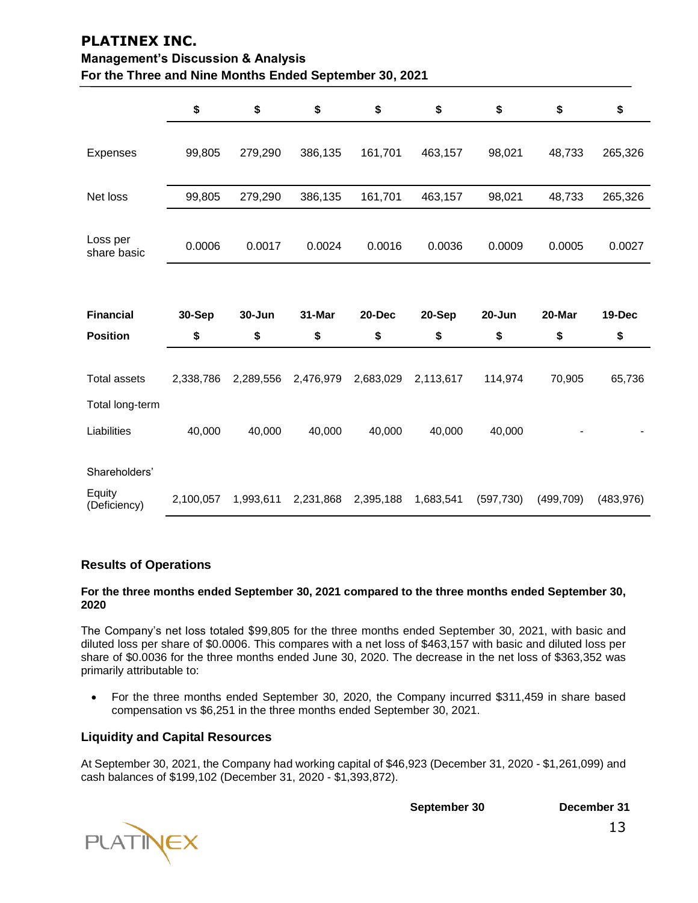| | $ | $ | $ | $ | $ | $ | $ | $ |
|---|---|---|---|---|---|---|---|---|
| Expenses | 99,805 | 279,290 | 386,135 | 161,701 | 463,157 | 98,021 | 48,733 | 265,326 |
| Net loss | 99,805 | 279,290 | 386,135 | 161,701 | 463,157 | 98,021 | 48,733 | 265,326 |
| Loss per share basic | 0.0006 | 0.0017 | 0.0024 | 0.0016 | 0.0036 | 0.0009 | 0.0005 | 0.0027 |

| **Financial Position** | **30-Sep** $ | **30-Jun** $ | **31-Mar** $ | **20-Dec** $ | **20-Sep** $ | **20-Jun** $ | **20-Mar** $ | **19-Dec** $ |
|---|---|---|---|---|---|---|---|---|
| Total assets | 2,338,786 | 2,289,556 | 2,476,979 | 2,683,029 | 2,113,617 | 114,974 | 70,905 | 65,736 |
| Total long-term Liabilities | 40,000 | 40,000 | 40,000 | 40,000 | 40,000 | 40,000 | - | - |
| Shareholders' Equity (Deficiency) | 2,100,057 | 1,993,611 | 2,231,868 | 2,395,188 | 1,683,541 | (597,730) | (499,709) | (483,976) |

## Results of Operations

**For the three months ended September 30, 2021 compared to the three months ended September 30, 2020**

The Company's net loss totaled $99,805 for the three months ended September 30, 2021, with basic and diluted loss per share of $0.0006. This compares with a net loss of $463,157 with basic and diluted loss per share of $0.0036 for the three months ended June 30, 2020. The decrease in the net loss of $363,352 was primarily attributable to:

- For the three months ended September 30, 2020, the Company incurred $311,459 in share based compensation vs $6,251 in the three months ended September 30, 2021.

## Liquidity and Capital Resources

At September 30, 2021, the Company had working capital of $46,923 (December 31, 2020 - $1,261,099) and cash balances of $199,102 (December 31, 2020 - $1,393,872).

| | **September 30** | **December 31** |
|---|---|---|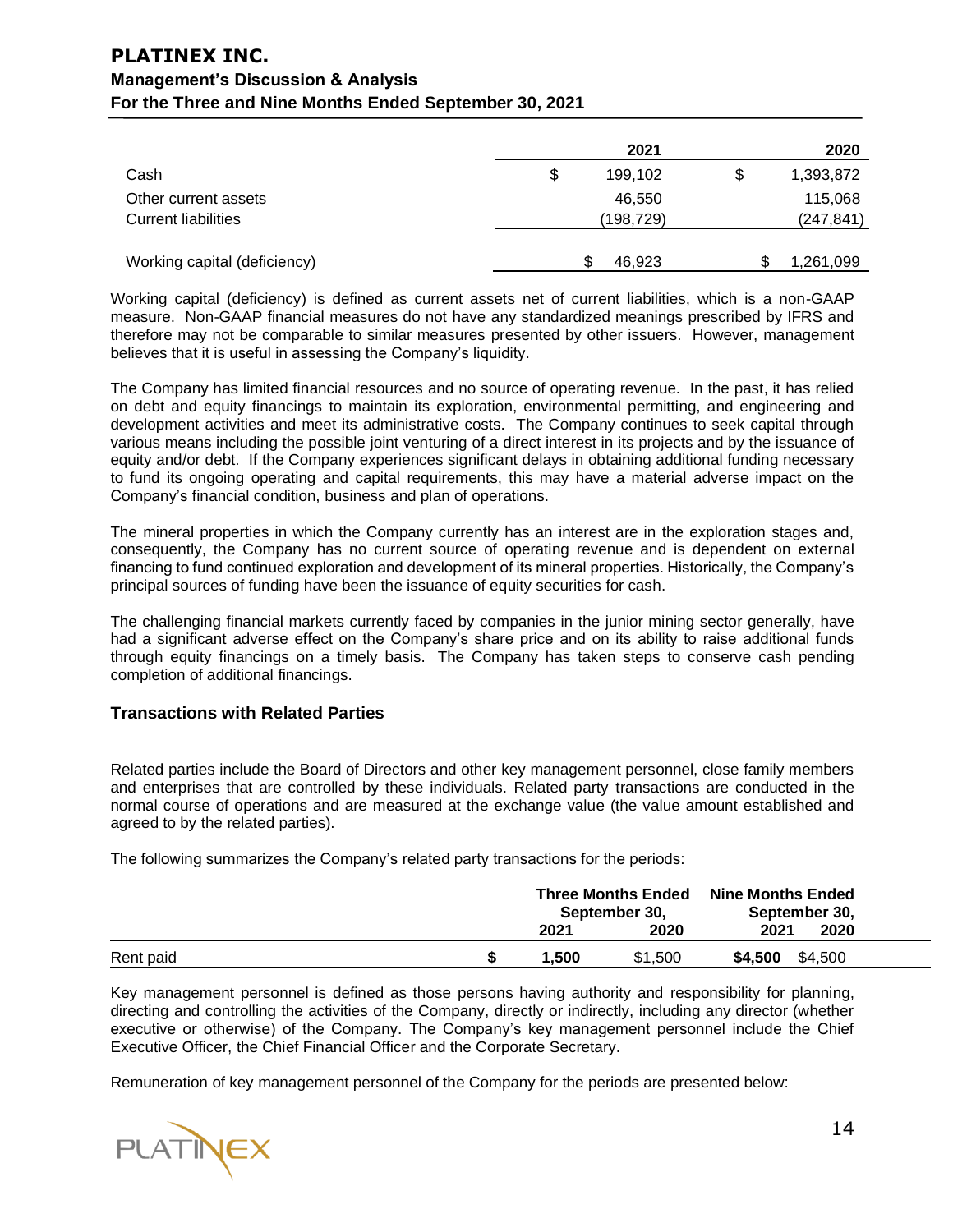| | 2021 | 2020 |
|---|---|---|
| Cash | $ 199,102 | $ 1,393,872 |
| Other current assets | 46,550 | 115,068 |
| Current liabilities | (198,729) | (247,841) |
| Working capital (deficiency) | $ 46,923 | $ 1,261,099 |

Working capital (deficiency) is defined as current assets net of current liabilities, which is a non-GAAP measure. Non-GAAP financial measures do not have any standardized meanings prescribed by IFRS and therefore may not be comparable to similar measures presented by other issuers. However, management believes that it is useful in assessing the Company's liquidity.

The Company has limited financial resources and no source of operating revenue. In the past, it has relied on debt and equity financings to maintain its exploration, environmental permitting, and engineering and development activities and meet its administrative costs. The Company continues to seek capital through various means including the possible joint venturing of a direct interest in its projects and by the issuance of equity and/or debt. If the Company experiences significant delays in obtaining additional funding necessary to fund its ongoing operating and capital requirements, this may have a material adverse impact on the Company's financial condition, business and plan of operations.

The mineral properties in which the Company currently has an interest are in the exploration stages and, consequently, the Company has no current source of operating revenue and is dependent on external financing to fund continued exploration and development of its mineral properties. Historically, the Company's principal sources of funding have been the issuance of equity securities for cash.

The challenging financial markets currently faced by companies in the junior mining sector generally, have had a significant adverse effect on the Company's share price and on its ability to raise additional funds through equity financings on a timely basis. The Company has taken steps to conserve cash pending completion of additional financings.

## Transactions with Related Parties

Related parties include the Board of Directors and other key management personnel, close family members and enterprises that are controlled by these individuals. Related party transactions are conducted in the normal course of operations and are measured at the exchange value (the value amount established and agreed to by the related parties).

The following summarizes the Company's related party transactions for the periods:

| | Three Months Ended September 30, | | Nine Months Ended September 30, | |
|---|---|---|---|---|
| | **2021** | 2020 | **2021** | 2020 |
| Rent paid | **$ 1,500** | $1,500 | **$4,500** | $4,500 |

Key management personnel is defined as those persons having authority and responsibility for planning, directing and controlling the activities of the Company, directly or indirectly, including any director (whether executive or otherwise) of the Company. The Company's key management personnel include the Chief Executive Officer, the Chief Financial Officer and the Corporate Secretary.

Remuneration of key management personnel of the Company for the periods are presented below: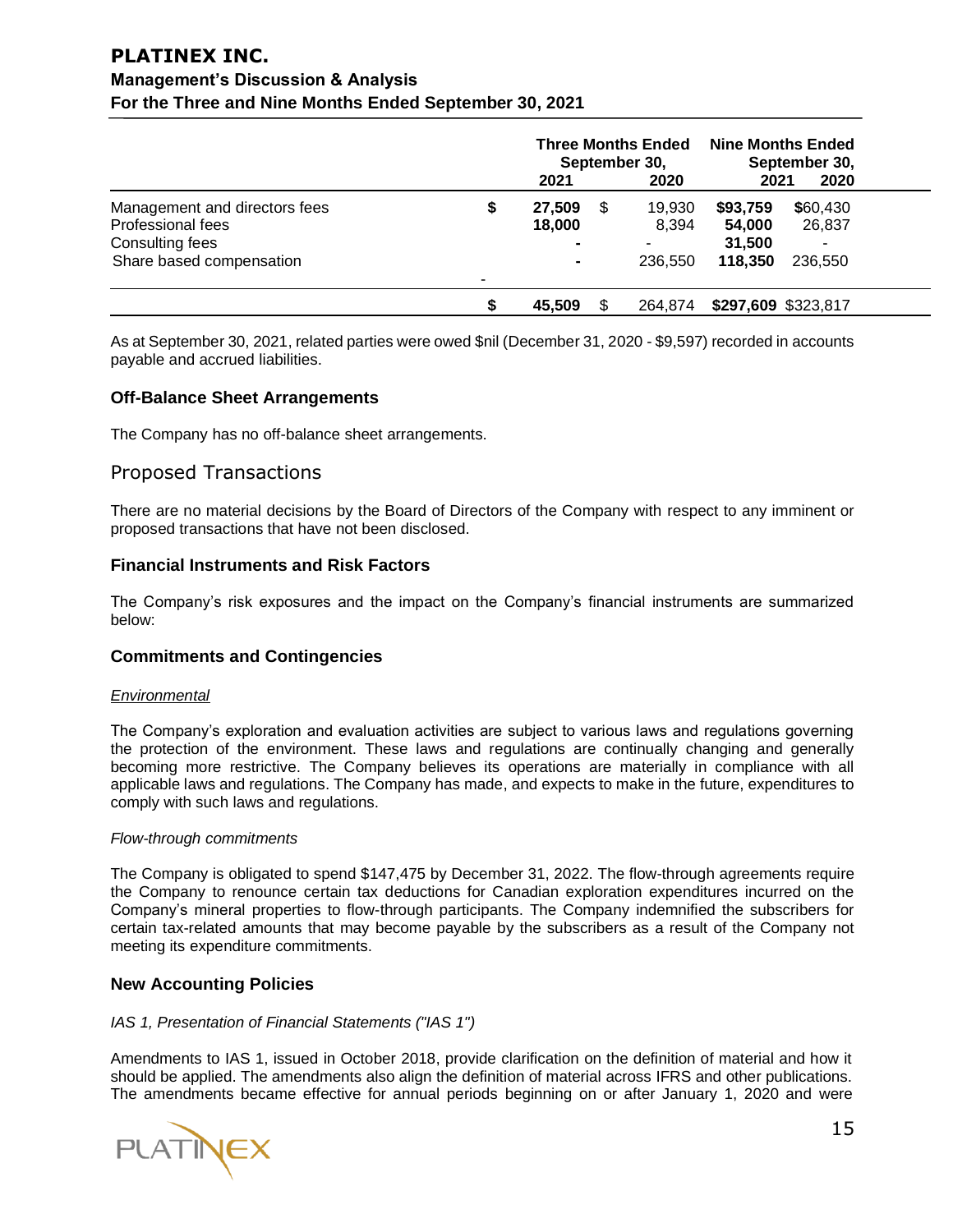| | Three Months Ended September 30, | | Nine Months Ended September 30, | |
|---|---|---|---|---|
| | 2021 | 2020 | 2021 | 2020 |
| Management and directors fees | $ **27,509** | $ 19,930 | **$93,759** | $60,430 |
| Professional fees | **18,000** | 8,394 | **54,000** | 26,837 |
| Consulting fees | **-** | - | **31,500** | - |
| Share based compensation | **-** | 236,550 | **118,350** | 236,550 |
| | $ **45,509** | $ 264,874 | **$297,609** | $323,817 |

As at September 30, 2021, related parties were owed $nil (December 31, 2020 - $9,597) recorded in accounts payable and accrued liabilities.

### Off-Balance Sheet Arrangements

The Company has no off-balance sheet arrangements.

## Proposed Transactions

There are no material decisions by the Board of Directors of the Company with respect to any imminent or proposed transactions that have not been disclosed.

### Financial Instruments and Risk Factors

The Company's risk exposures and the impact on the Company's financial instruments are summarized below:

### Commitments and Contingencies

*Environmental*

The Company's exploration and evaluation activities are subject to various laws and regulations governing the protection of the environment. These laws and regulations are continually changing and generally becoming more restrictive. The Company believes its operations are materially in compliance with all applicable laws and regulations. The Company has made, and expects to make in the future, expenditures to comply with such laws and regulations.

*Flow-through commitments*

The Company is obligated to spend $147,475 by December 31, 2022. The flow-through agreements require the Company to renounce certain tax deductions for Canadian exploration expenditures incurred on the Company's mineral properties to flow-through participants. The Company indemnified the subscribers for certain tax-related amounts that may become payable by the subscribers as a result of the Company not meeting its expenditure commitments.

### New Accounting Policies

*IAS 1, Presentation of Financial Statements ("IAS 1")*

Amendments to IAS 1, issued in October 2018, provide clarification on the definition of material and how it should be applied. The amendments also align the definition of material across IFRS and other publications. The amendments became effective for annual periods beginning on or after January 1, 2020 and were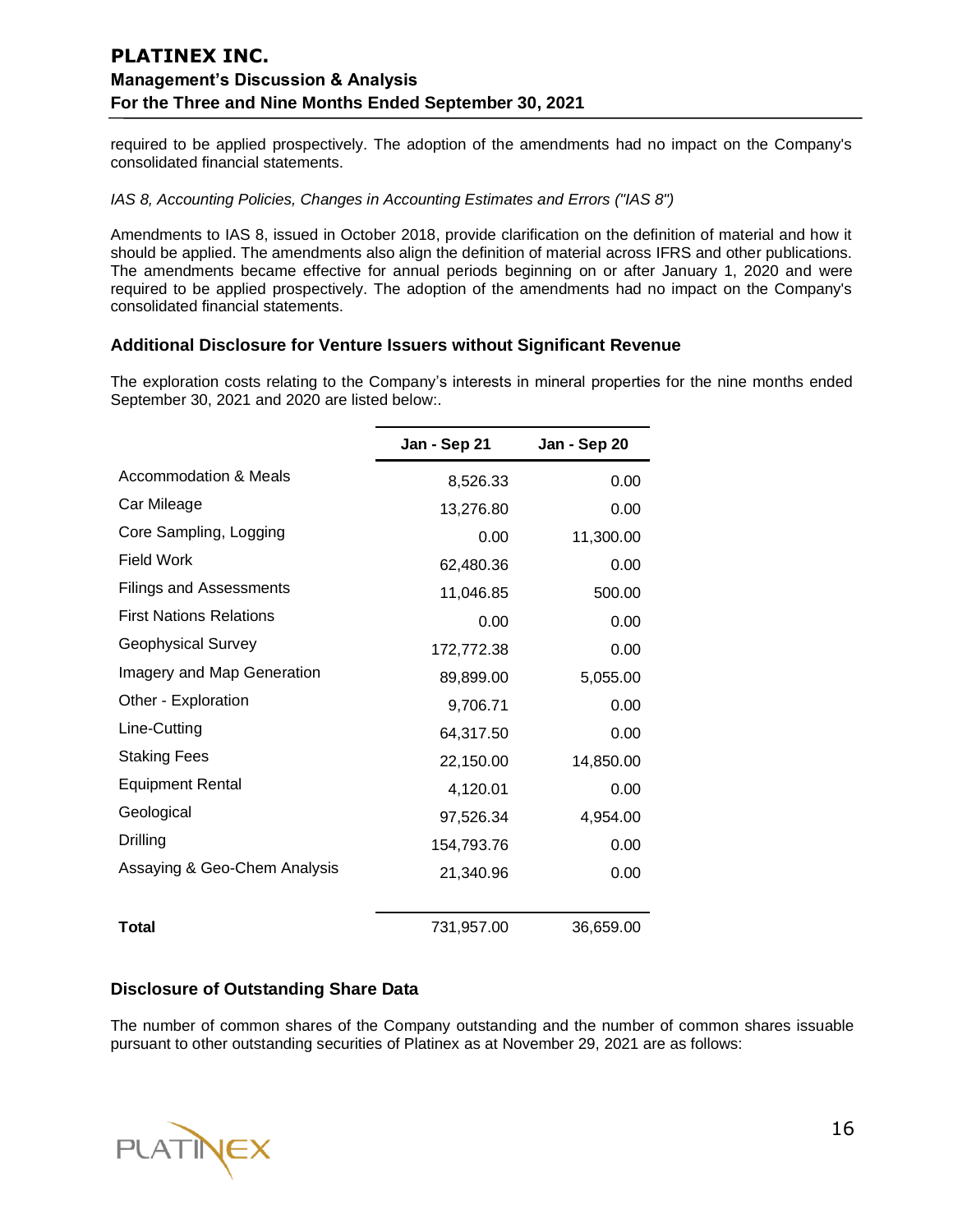required to be applied prospectively. The adoption of the amendments had no impact on the Company's consolidated financial statements.

*IAS 8, Accounting Policies, Changes in Accounting Estimates and Errors ("IAS 8")*

Amendments to IAS 8, issued in October 2018, provide clarification on the definition of material and how it should be applied. The amendments also align the definition of material across IFRS and other publications. The amendments became effective for annual periods beginning on or after January 1, 2020 and were required to be applied prospectively. The adoption of the amendments had no impact on the Company's consolidated financial statements.

### Additional Disclosure for Venture Issuers without Significant Revenue

The exploration costs relating to the Company's interests in mineral properties for the nine months ended September 30, 2021 and 2020 are listed below:.

| | Jan - Sep 21 | Jan - Sep 20 |
|---|---|---|
| Accommodation & Meals | 8,526.33 | 0.00 |
| Car Mileage | 13,276.80 | 0.00 |
| Core Sampling, Logging | 0.00 | 11,300.00 |
| Field Work | 62,480.36 | 0.00 |
| Filings and Assessments | 11,046.85 | 500.00 |
| First Nations Relations | 0.00 | 0.00 |
| Geophysical Survey | 172,772.38 | 0.00 |
| Imagery and Map Generation | 89,899.00 | 5,055.00 |
| Other - Exploration | 9,706.71 | 0.00 |
| Line-Cutting | 64,317.50 | 0.00 |
| Staking Fees | 22,150.00 | 14,850.00 |
| Equipment Rental | 4,120.01 | 0.00 |
| Geological | 97,526.34 | 4,954.00 |
| Drilling | 154,793.76 | 0.00 |
| Assaying & Geo-Chem Analysis | 21,340.96 | 0.00 |
| **Total** | 731,957.00 | 36,659.00 |

### Disclosure of Outstanding Share Data

The number of common shares of the Company outstanding and the number of common shares issuable pursuant to other outstanding securities of Platinex as at November 29, 2021 are as follows: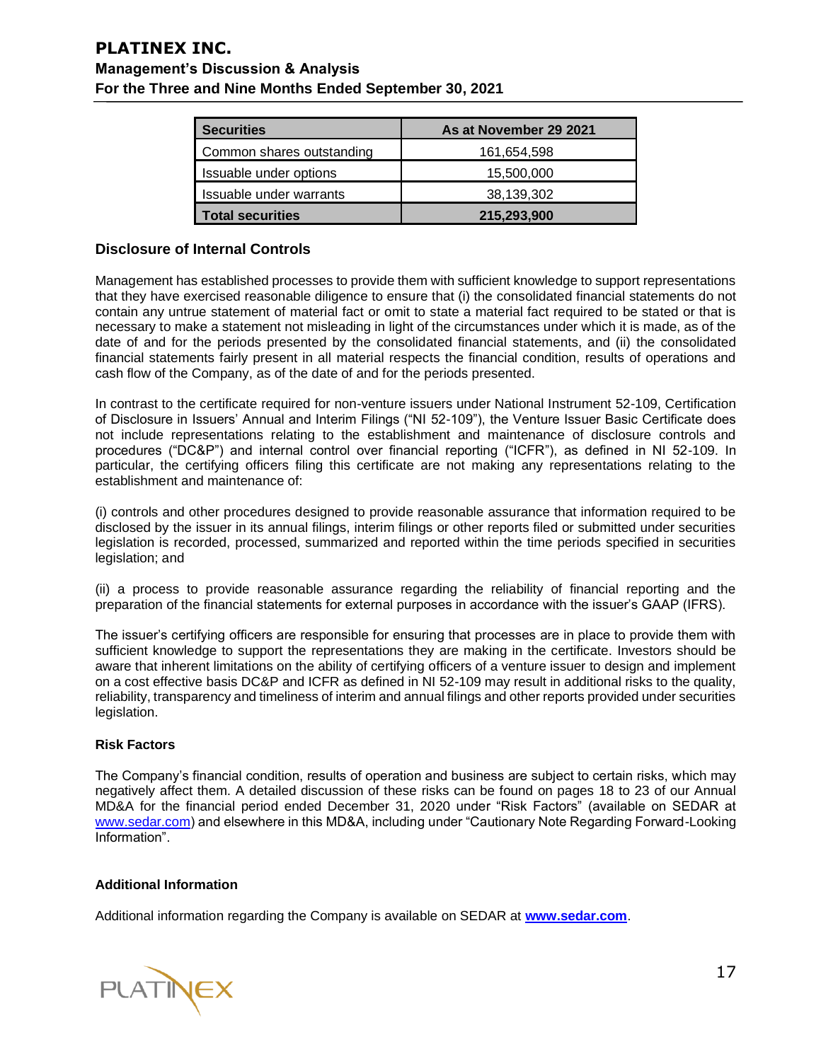| Securities | As at November 29 2021 |
|---|---|
| Common shares outstanding | 161,654,598 |
| Issuable under options | 15,500,000 |
| Issuable under warrants | 38,139,302 |
| **Total securities** | **215,293,900** |

## Disclosure of Internal Controls

Management has established processes to provide them with sufficient knowledge to support representations that they have exercised reasonable diligence to ensure that (i) the consolidated financial statements do not contain any untrue statement of material fact or omit to state a material fact required to be stated or that is necessary to make a statement not misleading in light of the circumstances under which it is made, as of the date of and for the periods presented by the consolidated financial statements, and (ii) the consolidated financial statements fairly present in all material respects the financial condition, results of operations and cash flow of the Company, as of the date of and for the periods presented.

In contrast to the certificate required for non-venture issuers under National Instrument 52-109, Certification of Disclosure in Issuers' Annual and Interim Filings ("NI 52-109"), the Venture Issuer Basic Certificate does not include representations relating to the establishment and maintenance of disclosure controls and procedures ("DC&P") and internal control over financial reporting ("ICFR"), as defined in NI 52-109. In particular, the certifying officers filing this certificate are not making any representations relating to the establishment and maintenance of:

(i) controls and other procedures designed to provide reasonable assurance that information required to be disclosed by the issuer in its annual filings, interim filings or other reports filed or submitted under securities legislation is recorded, processed, summarized and reported within the time periods specified in securities legislation; and

(ii) a process to provide reasonable assurance regarding the reliability of financial reporting and the preparation of the financial statements for external purposes in accordance with the issuer's GAAP (IFRS).

The issuer's certifying officers are responsible for ensuring that processes are in place to provide them with sufficient knowledge to support the representations they are making in the certificate. Investors should be aware that inherent limitations on the ability of certifying officers of a venture issuer to design and implement on a cost effective basis DC&P and ICFR as defined in NI 52-109 may result in additional risks to the quality, reliability, transparency and timeliness of interim and annual filings and other reports provided under securities legislation.

### Risk Factors

The Company's financial condition, results of operation and business are subject to certain risks, which may negatively affect them. A detailed discussion of these risks can be found on pages 18 to 23 of our Annual MD&A for the financial period ended December 31, 2020 under "Risk Factors" (available on SEDAR at www.sedar.com) and elsewhere in this MD&A, including under "Cautionary Note Regarding Forward-Looking Information".

### Additional Information

Additional information regarding the Company is available on SEDAR at **www.sedar.com**.